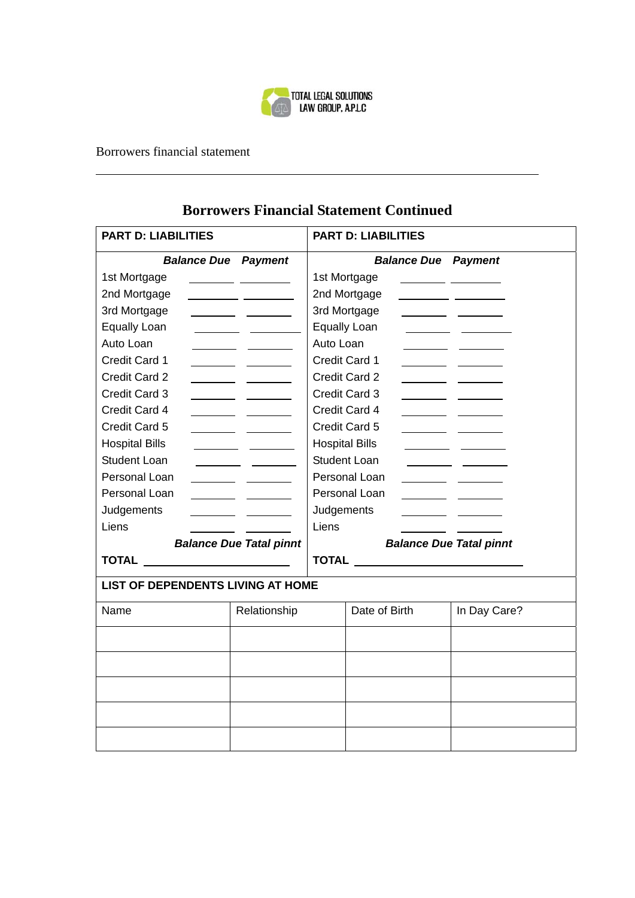TOTAL LEGAL SOLUTIONS LAW GROUP, A.P.L.C

Borrowers financial statement

---

## Borrowers Financial Statement Continued

| **PART D: LIABILITIES** | | | **PART D: LIABILITIES** | | |
|---|---|---|---|---|---|
| | ***Balance Due*** | ***Payment*** | | ***Balance Due*** | ***Payment*** |
| 1st Mortgage | | | 1st Mortgage | | |
| 2nd Mortgage | | | 2nd Mortgage | | |
| 3rd Mortgage | | | 3rd Mortgage | | |
| Equally Loan | | | Equally Loan | | |
| Auto Loan | | | Auto Loan | | |
| Credit Card 1 | | | Credit Card 1 | | |
| Credit Card 2 | | | Credit Card 2 | | |
| Credit Card 3 | | | Credit Card 3 | | |
| Credit Card 4 | | | Credit Card 4 | | |
| Credit Card 5 | | | Credit Card 5 | | |
| Hospital Bills | | | Hospital Bills | | |
| Student Loan | | | Student Loan | | |
| Personal Loan | | | Personal Loan | | |
| Personal Loan | | | Personal Loan | | |
| Judgements | | | Judgements | | |
| Liens | | | Liens | | |
| | ***Balance Due Tatal pinnt*** | | | ***Balance Due Tatal pinnt*** | |
| **TOTAL** | | | **TOTAL** | | |

### LIST OF DEPENDENTS LIVING AT HOME

| Name | Relationship | Date of Birth | In Day Care? |
|---|---|---|---|
| | | | |
| | | | |
| | | | |
| | | | |
| | | | |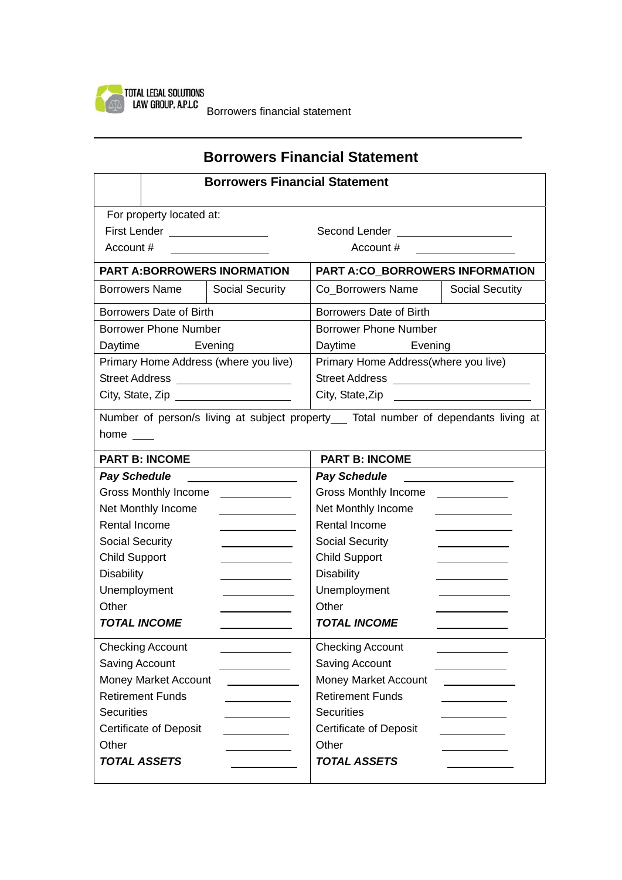TOTAL LEGAL SOLUTIONS LAW GROUP, A.P.L.C Borrowers financial statement

# Borrowers Financial Statement

| | Borrowers Financial Statement | | |
|---|---|---|---|
| For property located at:<br>First Lender \_\_\_\_\_\_\_\_\_\_\_\_<br>Account # \_\_\_\_\_\_\_\_\_\_\_\_ | | Second Lender \_\_\_\_\_\_\_\_\_\_\_\_<br>Account # \_\_\_\_\_\_\_\_\_\_\_\_ | |
| **PART A:BORROWERS INORMATION** | | **PART A:CO_BORROWERS INFORMATION** | |
| Borrowers Name | Social Security | Co_Borrowers Name | Social Secutity |
| Borrowers Date of Birth | | Borrowers Date of Birth | |
| Borrower Phone Number<br>Daytime Evening | | Borrower Phone Number<br>Daytime Evening | |
| Primary Home Address (where you live)<br>Street Address \_\_\_\_\_\_\_\_\_\_\_\_<br>City, State, Zip \_\_\_\_\_\_\_\_\_\_\_\_ | | Primary Home Address(where you live)<br>Street Address \_\_\_\_\_\_\_\_\_\_\_\_<br>City, State,Zip \_\_\_\_\_\_\_\_\_\_\_\_ | |
| Number of person/s living at subject property\_\_\_ Total number of dependants living at home \_\_\_\_ | | | |
| **PART B: INCOME** | | **PART B: INCOME** | |
| ***Pay Schedule*** \_\_\_\_\_\_\_\_\_\_\_\_<br>Gross Monthly Income \_\_\_\_\_\_\_\_\_\_\_\_<br>Net Monthly Income \_\_\_\_\_\_\_\_\_\_\_\_<br>Rental Income \_\_\_\_\_\_\_\_\_\_\_\_<br>Social Security \_\_\_\_\_\_\_\_\_\_\_\_<br>Child Support \_\_\_\_\_\_\_\_\_\_\_\_<br>Disability \_\_\_\_\_\_\_\_\_\_\_\_<br>Unemployment \_\_\_\_\_\_\_\_\_\_\_\_<br>Other \_\_\_\_\_\_\_\_\_\_\_\_<br>***TOTAL INCOME*** \_\_\_\_\_\_\_\_\_\_\_\_ | | ***Pay Schedule*** \_\_\_\_\_\_\_\_\_\_\_\_<br>Gross Monthly Income \_\_\_\_\_\_\_\_\_\_\_\_<br>Net Monthly Income \_\_\_\_\_\_\_\_\_\_\_\_<br>Rental Income \_\_\_\_\_\_\_\_\_\_\_\_<br>Social Security \_\_\_\_\_\_\_\_\_\_\_\_<br>Child Support \_\_\_\_\_\_\_\_\_\_\_\_<br>Disability \_\_\_\_\_\_\_\_\_\_\_\_<br>Unemployment \_\_\_\_\_\_\_\_\_\_\_\_<br>Other \_\_\_\_\_\_\_\_\_\_\_\_<br>***TOTAL INCOME*** \_\_\_\_\_\_\_\_\_\_\_\_ | |
| Checking Account \_\_\_\_\_\_\_\_\_\_\_\_<br>Saving Account \_\_\_\_\_\_\_\_\_\_\_\_<br>Money Market Account \_\_\_\_\_\_\_\_\_\_\_\_<br>Retirement Funds \_\_\_\_\_\_\_\_\_\_\_\_<br>Securities \_\_\_\_\_\_\_\_\_\_\_\_<br>Certificate of Deposit \_\_\_\_\_\_\_\_\_\_\_\_<br>Other \_\_\_\_\_\_\_\_\_\_\_\_<br>***TOTAL ASSETS*** \_\_\_\_\_\_\_\_\_\_\_\_ | | Checking Account \_\_\_\_\_\_\_\_\_\_\_\_<br>Saving Account \_\_\_\_\_\_\_\_\_\_\_\_<br>Money Market Account \_\_\_\_\_\_\_\_\_\_\_\_<br>Retirement Funds \_\_\_\_\_\_\_\_\_\_\_\_<br>Securities \_\_\_\_\_\_\_\_\_\_\_\_<br>Certificate of Deposit \_\_\_\_\_\_\_\_\_\_\_\_<br>Other \_\_\_\_\_\_\_\_\_\_\_\_<br>***TOTAL ASSETS*** \_\_\_\_\_\_\_\_\_\_\_\_ | |